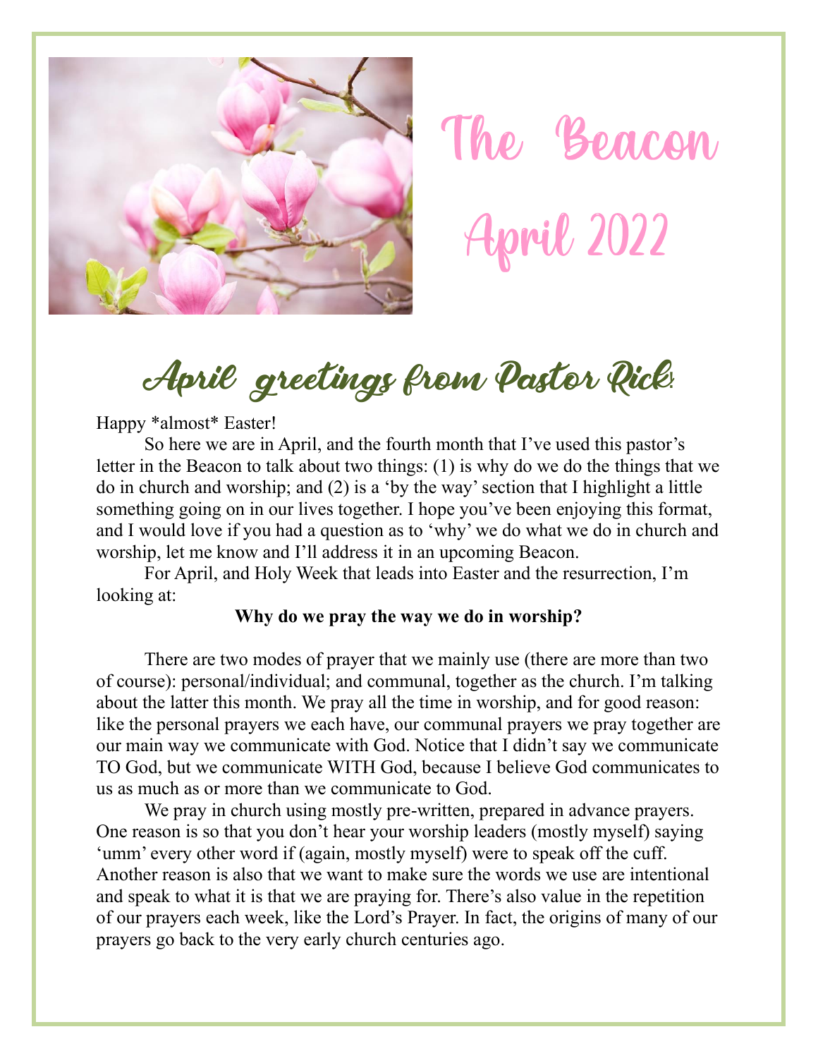# The Beacon

# April 2022

## April greetings from Pastor Rick!

Happy *almost* Easter!

So here we are in April, and the fourth month that I've used this pastor's letter in the Beacon to talk about two things: (1) is why do we do the things that we do in church and worship; and (2) is a 'by the way' section that I highlight a little something going on in our lives together. I hope you've been enjoying this format, and I would love if you had a question as to 'why' we do what we do in church and worship, let me know and I'll address it in an upcoming Beacon.

For April, and Holy Week that leads into Easter and the resurrection, I'm looking at:

**Why do we pray the way we do in worship?**

There are two modes of prayer that we mainly use (there are more than two of course): personal/individual; and communal, together as the church. I'm talking about the latter this month. We pray all the time in worship, and for good reason: like the personal prayers we each have, our communal prayers we pray together are our main way we communicate with God. Notice that I didn't say we communicate TO God, but we communicate WITH God, because I believe God communicates to us as much as or more than we communicate to God.

We pray in church using mostly pre-written, prepared in advance prayers. One reason is so that you don't hear your worship leaders (mostly myself) saying 'umm' every other word if (again, mostly myself) were to speak off the cuff. Another reason is also that we want to make sure the words we use are intentional and speak to what it is that we are praying for. There's also value in the repetition of our prayers each week, like the Lord's Prayer. In fact, the origins of many of our prayers go back to the very early church centuries ago.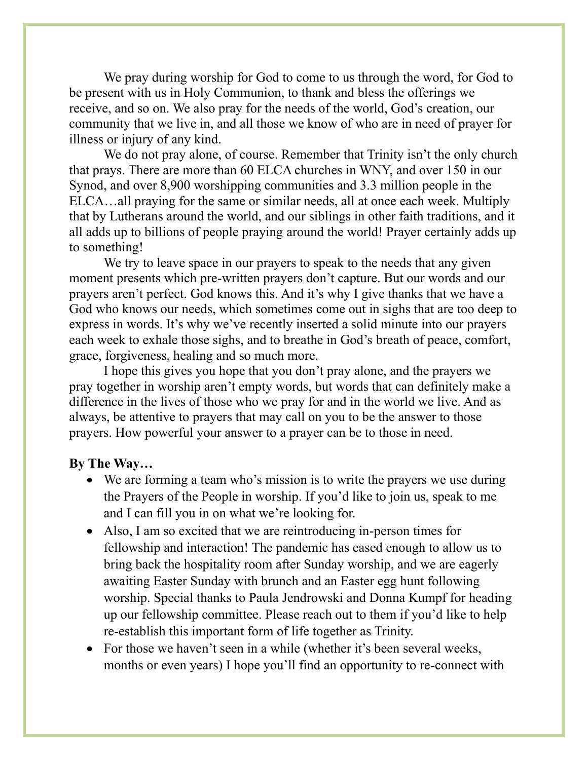We pray during worship for God to come to us through the word, for God to be present with us in Holy Communion, to thank and bless the offerings we receive, and so on. We also pray for the needs of the world, God's creation, our community that we live in, and all those we know of who are in need of prayer for illness or injury of any kind.

We do not pray alone, of course. Remember that Trinity isn't the only church that prays. There are more than 60 ELCA churches in WNY, and over 150 in our Synod, and over 8,900 worshipping communities and 3.3 million people in the ELCA…all praying for the same or similar needs, all at once each week. Multiply that by Lutherans around the world, and our siblings in other faith traditions, and it all adds up to billions of people praying around the world! Prayer certainly adds up to something!

We try to leave space in our prayers to speak to the needs that any given moment presents which pre-written prayers don't capture. But our words and our prayers aren't perfect. God knows this. And it's why I give thanks that we have a God who knows our needs, which sometimes come out in sighs that are too deep to express in words. It's why we've recently inserted a solid minute into our prayers each week to exhale those sighs, and to breathe in God's breath of peace, comfort, grace, forgiveness, healing and so much more.

I hope this gives you hope that you don't pray alone, and the prayers we pray together in worship aren't empty words, but words that can definitely make a difference in the lives of those who we pray for and in the world we live. And as always, be attentive to prayers that may call on you to be the answer to those prayers. How powerful your answer to a prayer can be to those in need.

**By The Way…**

- We are forming a team who's mission is to write the prayers we use during the Prayers of the People in worship. If you'd like to join us, speak to me and I can fill you in on what we're looking for.
- Also, I am so excited that we are reintroducing in-person times for fellowship and interaction! The pandemic has eased enough to allow us to bring back the hospitality room after Sunday worship, and we are eagerly awaiting Easter Sunday with brunch and an Easter egg hunt following worship. Special thanks to Paula Jendrowski and Donna Kumpf for heading up our fellowship committee. Please reach out to them if you'd like to help re-establish this important form of life together as Trinity.
- For those we haven't seen in a while (whether it's been several weeks, months or even years) I hope you'll find an opportunity to re-connect with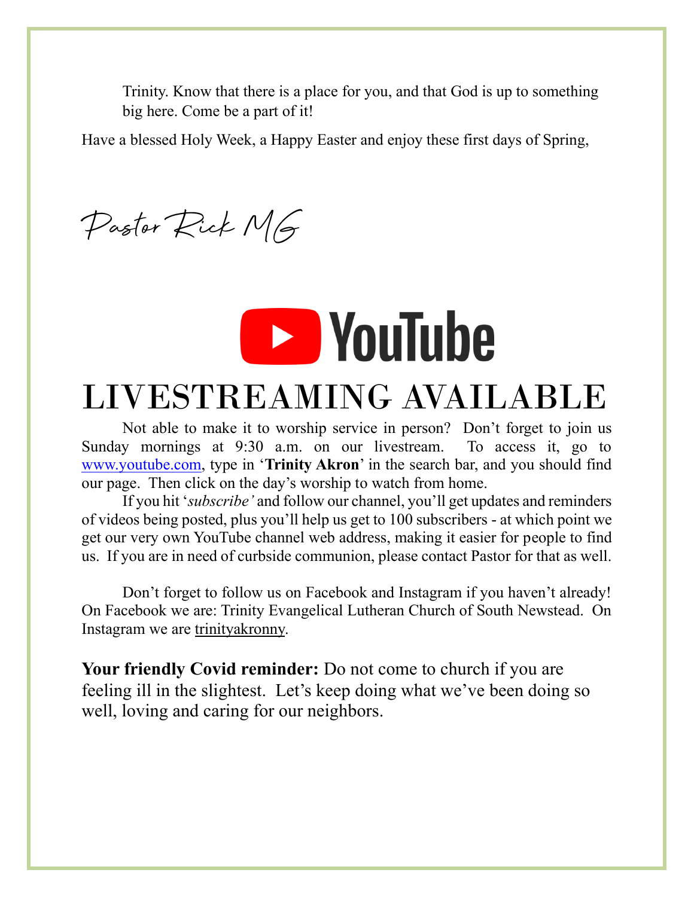Trinity. Know that there is a place for you, and that God is up to something big here. Come be a part of it!

Have a blessed Holy Week, a Happy Easter and enjoy these first days of Spring,

Pastor Rick MG

YouTube

# LIVESTREAMING AVAILABLE

Not able to make it to worship service in person? Don't forget to join us Sunday mornings at 9:30 a.m. on our livestream. To access it, go to www.youtube.com, type in '**Trinity Akron**' in the search bar, and you should find our page. Then click on the day's worship to watch from home.

If you hit '*subscribe'* and follow our channel, you'll get updates and reminders of videos being posted, plus you'll help us get to 100 subscribers - at which point we get our very own YouTube channel web address, making it easier for people to find us. If you are in need of curbside communion, please contact Pastor for that as well.

Don't forget to follow us on Facebook and Instagram if you haven't already! On Facebook we are: Trinity Evangelical Lutheran Church of South Newstead. On Instagram we are trinityakronny.

**Your friendly Covid reminder:** Do not come to church if you are feeling ill in the slightest. Let's keep doing what we've been doing so well, loving and caring for our neighbors.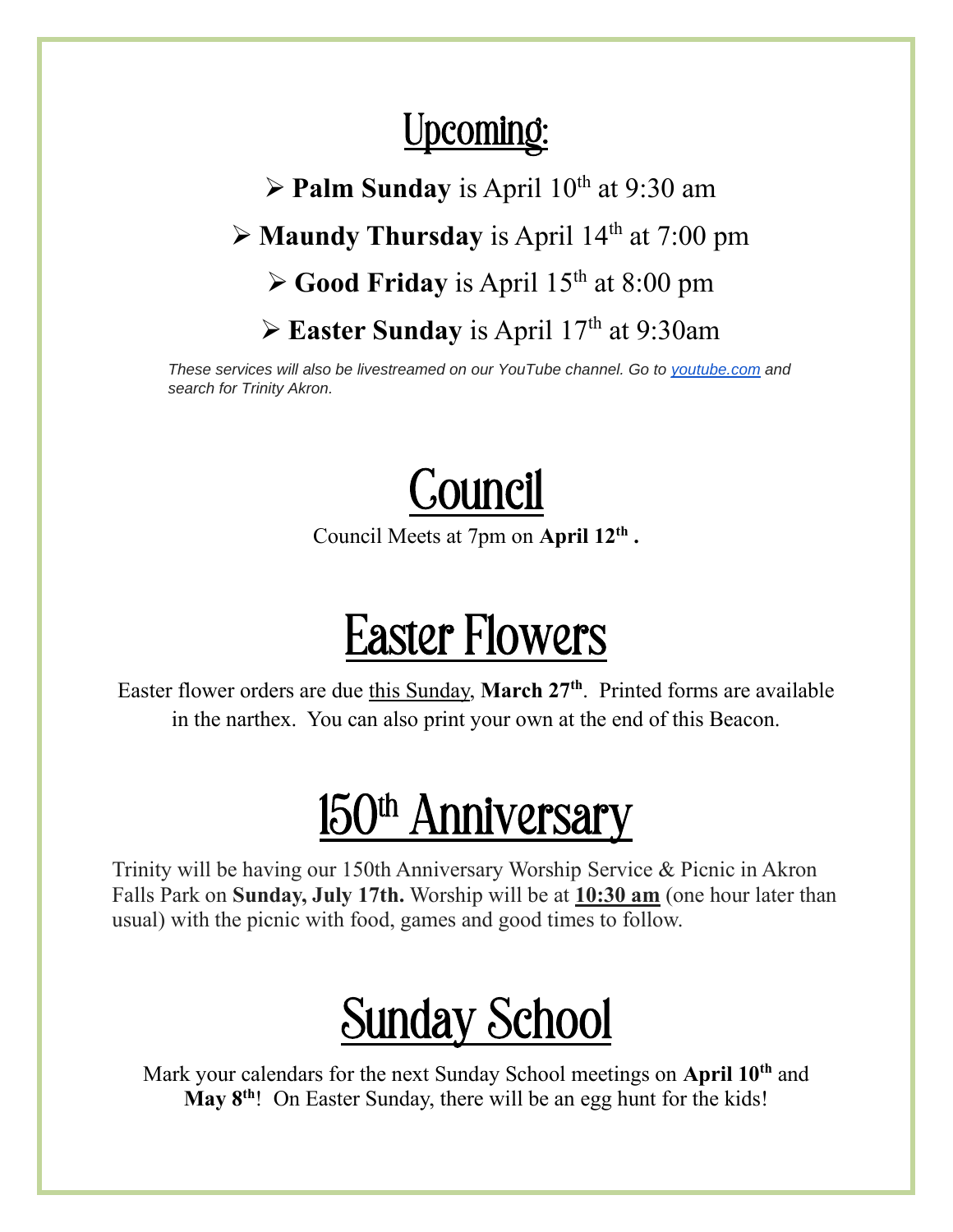# Upcoming:

- **Palm Sunday** is April 10th at 9:30 am
- **Maundy Thursday** is April 14th at 7:00 pm
- **Good Friday** is April 15th at 8:00 pm
- **Easter Sunday** is April 17th at 9:30am

*These services will also be livestreamed on our YouTube channel. Go to [youtube.com](youtube.com) and search for Trinity Akron.*

# Council

Council Meets at 7pm on **April 12th .**

# Easter Flowers

Easter flower orders are due this Sunday, **March 27th**. Printed forms are available in the narthex. You can also print your own at the end of this Beacon.

# 150th Anniversary

Trinity will be having our 150th Anniversary Worship Service & Picnic in Akron Falls Park on **Sunday, July 17th.** Worship will be at **10:30 am** (one hour later than usual) with the picnic with food, games and good times to follow.

# Sunday School

Mark your calendars for the next Sunday School meetings on **April 10th** and **May 8th**! On Easter Sunday, there will be an egg hunt for the kids!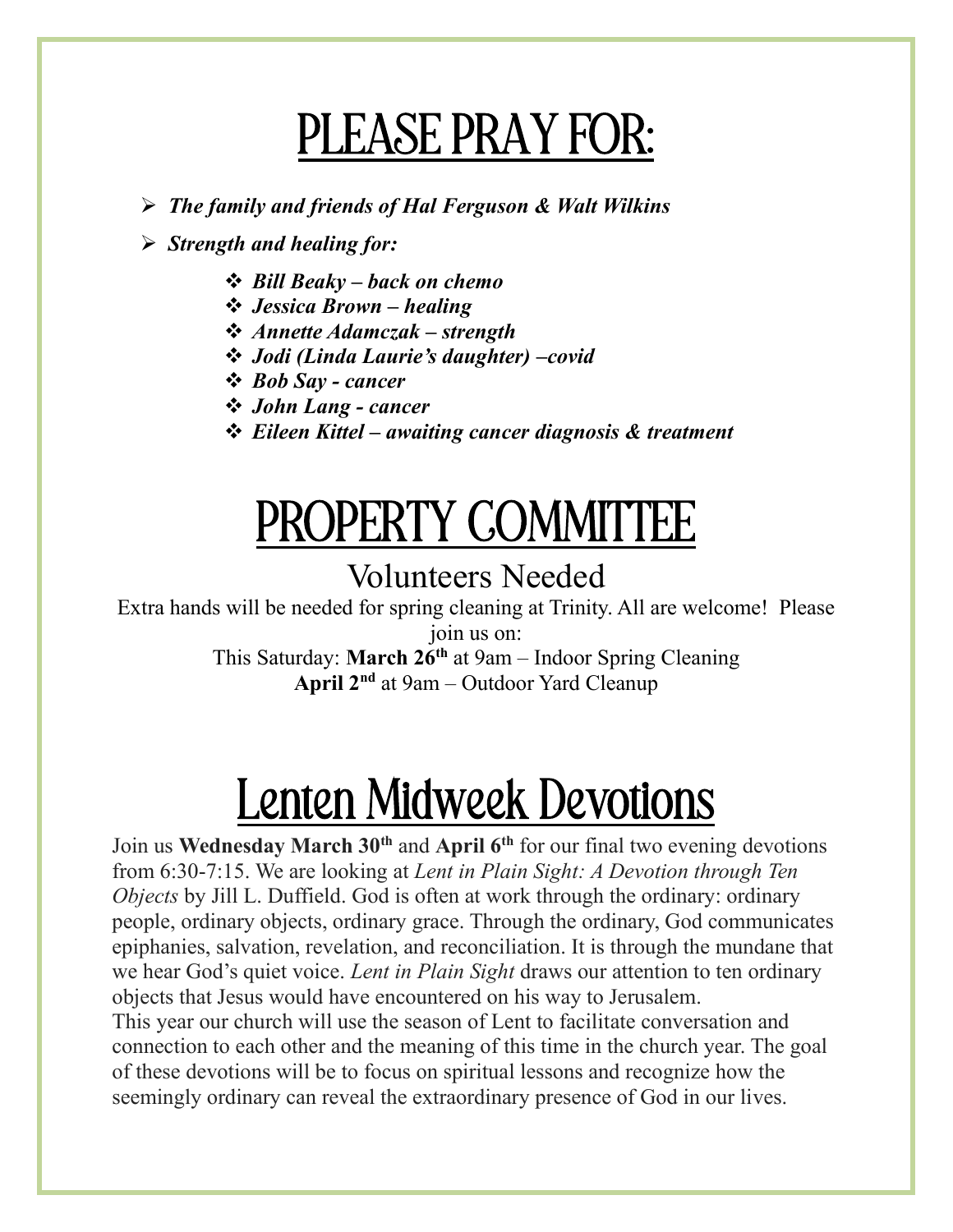# PLEASE PRAY FOR:

- ***The family and friends of Hal Ferguson & Walt Wilkins***
- ***Strength and healing for:***
    - ***Bill Beaky – back on chemo***
    - ***Jessica Brown – healing***
    - ***Annette Adamczak – strength***
    - ***Jodi (Linda Laurie's daughter) –covid***
    - ***Bob Say - cancer***
    - ***John Lang - cancer***
    - ***Eileen Kittel – awaiting cancer diagnosis & treatment***

# PROPERTY COMMITTEE

## Volunteers Needed

Extra hands will be needed for spring cleaning at Trinity. All are welcome! Please join us on:

This Saturday: **March 26th** at 9am – Indoor Spring Cleaning

**April 2nd** at 9am – Outdoor Yard Cleanup

# Lenten Midweek Devotions

Join us **Wednesday March 30th** and **April 6th** for our final two evening devotions from 6:30-7:15. We are looking at *Lent in Plain Sight: A Devotion through Ten Objects* by Jill L. Duffield. God is often at work through the ordinary: ordinary people, ordinary objects, ordinary grace. Through the ordinary, God communicates epiphanies, salvation, revelation, and reconciliation. It is through the mundane that we hear God's quiet voice. *Lent in Plain Sight* draws our attention to ten ordinary objects that Jesus would have encountered on his way to Jerusalem.

This year our church will use the season of Lent to facilitate conversation and connection to each other and the meaning of this time in the church year. The goal of these devotions will be to focus on spiritual lessons and recognize how the seemingly ordinary can reveal the extraordinary presence of God in our lives.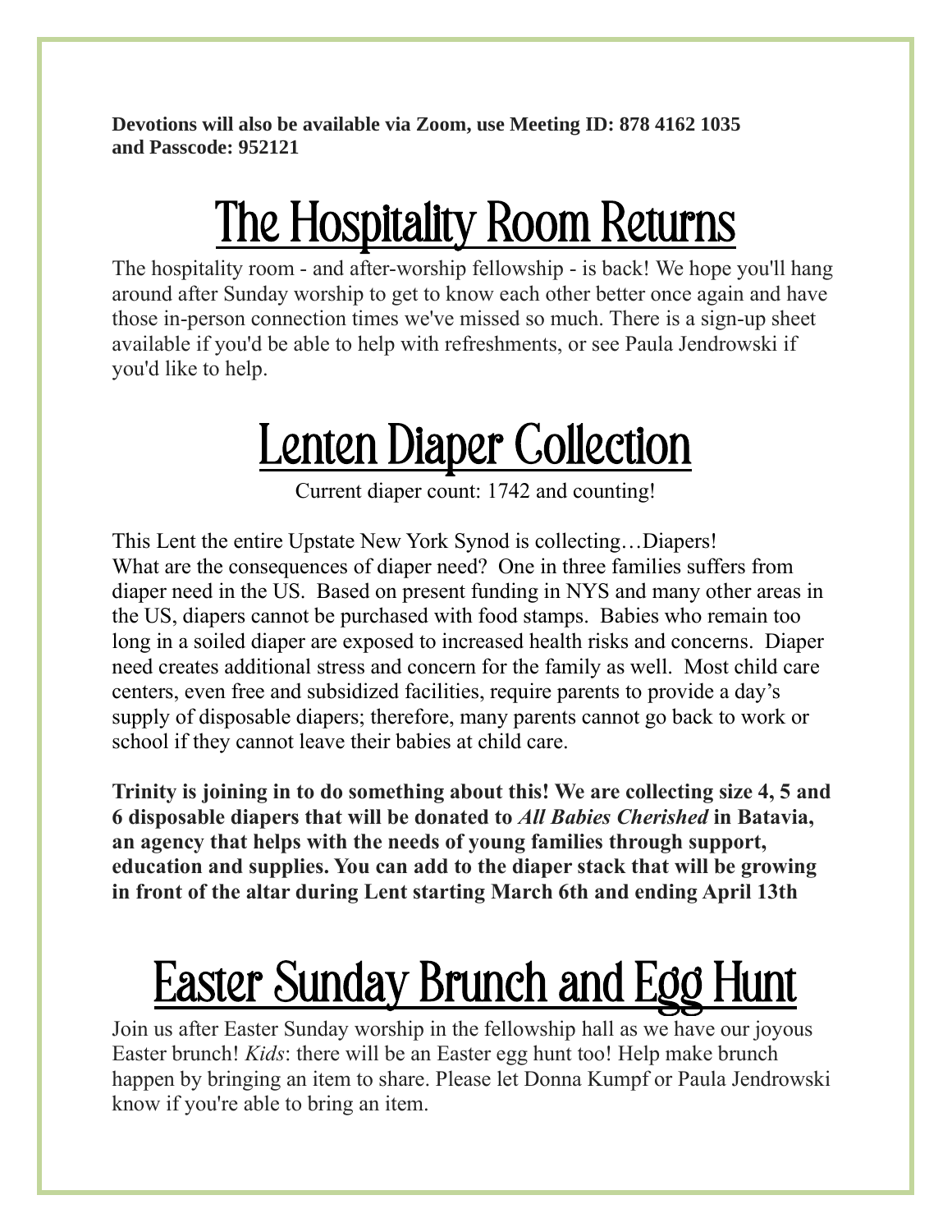**Devotions will also be available via Zoom, use Meeting ID: 878 4162 1035 and Passcode: 952121**

# The Hospitality Room Returns

The hospitality room - and after-worship fellowship - is back! We hope you'll hang around after Sunday worship to get to know each other better once again and have those in-person connection times we've missed so much. There is a sign-up sheet available if you'd be able to help with refreshments, or see Paula Jendrowski if you'd like to help.

# Lenten Diaper Collection

Current diaper count: 1742 and counting!

This Lent the entire Upstate New York Synod is collecting…Diapers!
What are the consequences of diaper need? One in three families suffers from diaper need in the US. Based on present funding in NYS and many other areas in the US, diapers cannot be purchased with food stamps. Babies who remain too long in a soiled diaper are exposed to increased health risks and concerns. Diaper need creates additional stress and concern for the family as well. Most child care centers, even free and subsidized facilities, require parents to provide a day's supply of disposable diapers; therefore, many parents cannot go back to work or school if they cannot leave their babies at child care.

**Trinity is joining in to do something about this! We are collecting size 4, 5 and 6 disposable diapers that will be donated to *All Babies Cherished* in Batavia, an agency that helps with the needs of young families through support, education and supplies. You can add to the diaper stack that will be growing in front of the altar during Lent starting March 6th and ending April 13th**

# Easter Sunday Brunch and Egg Hunt

Join us after Easter Sunday worship in the fellowship hall as we have our joyous Easter brunch! *Kids*: there will be an Easter egg hunt too! Help make brunch happen by bringing an item to share. Please let Donna Kumpf or Paula Jendrowski know if you're able to bring an item.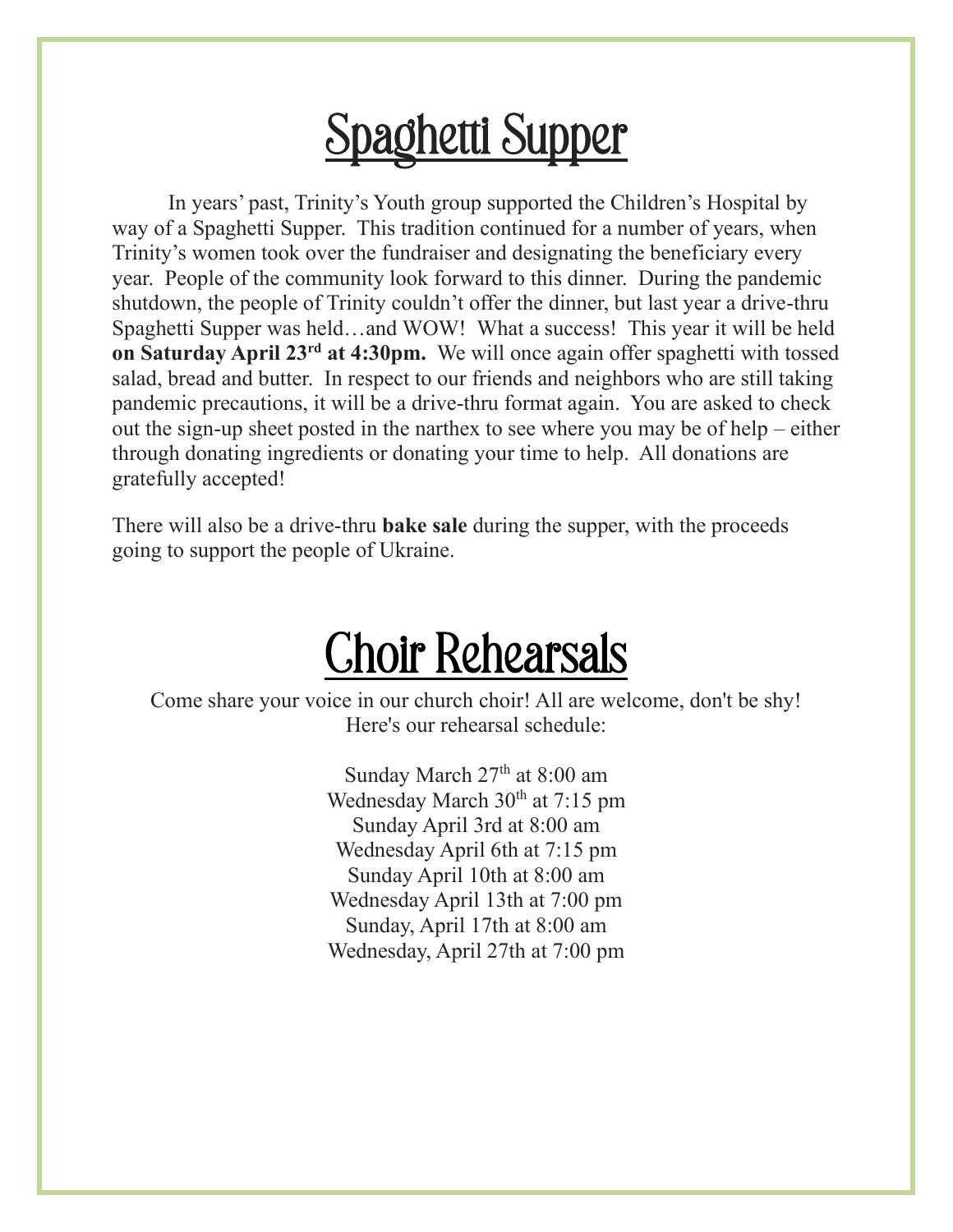# Spaghetti Supper

In years' past, Trinity's Youth group supported the Children's Hospital by way of a Spaghetti Supper. This tradition continued for a number of years, when Trinity's women took over the fundraiser and designating the beneficiary every year. People of the community look forward to this dinner. During the pandemic shutdown, the people of Trinity couldn't offer the dinner, but last year a drive-thru Spaghetti Supper was held…and WOW! What a success! This year it will be held **on Saturday April 23rd at 4:30pm.** We will once again offer spaghetti with tossed salad, bread and butter. In respect to our friends and neighbors who are still taking pandemic precautions, it will be a drive-thru format again. You are asked to check out the sign-up sheet posted in the narthex to see where you may be of help – either through donating ingredients or donating your time to help. All donations are gratefully accepted!

There will also be a drive-thru **bake sale** during the supper, with the proceeds going to support the people of Ukraine.

# Choir Rehearsals

Come share your voice in our church choir! All are welcome, don't be shy!
Here's our rehearsal schedule:

Sunday March 27th at 8:00 am
Wednesday March 30th at 7:15 pm
Sunday April 3rd at 8:00 am
Wednesday April 6th at 7:15 pm
Sunday April 10th at 8:00 am
Wednesday April 13th at 7:00 pm
Sunday, April 17th at 8:00 am
Wednesday, April 27th at 7:00 pm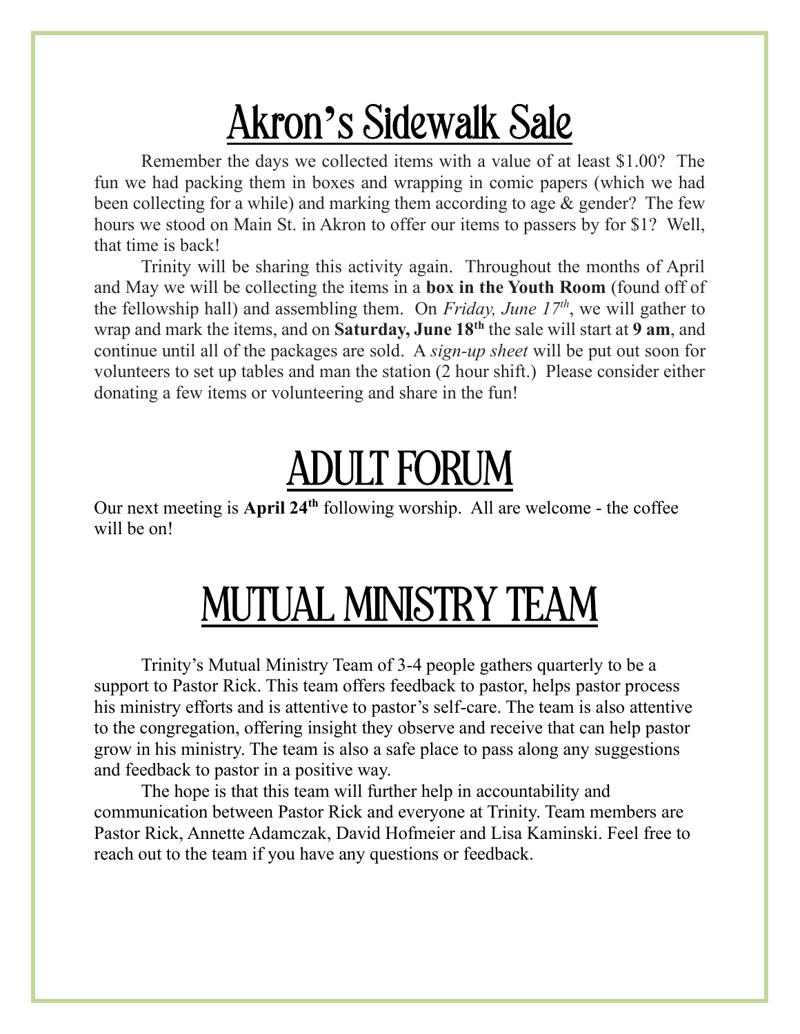# Akron's Sidewalk Sale

Remember the days we collected items with a value of at least $1.00? The fun we had packing them in boxes and wrapping in comic papers (which we had been collecting for a while) and marking them according to age & gender? The few hours we stood on Main St. in Akron to offer our items to passers by for $1? Well, that time is back!

Trinity will be sharing this activity again. Throughout the months of April and May we will be collecting the items in a **box in the Youth Room** (found off of the fellowship hall) and assembling them. On *Friday, June 17th*, we will gather to wrap and mark the items, and on **Saturday, June 18th** the sale will start at **9 am**, and continue until all of the packages are sold. A *sign-up sheet* will be put out soon for volunteers to set up tables and man the station (2 hour shift.) Please consider either donating a few items or volunteering and share in the fun!

# ADULT FORUM

Our next meeting is **April 24th** following worship. All are welcome - the coffee will be on!

# MUTUAL MINISTRY TEAM

Trinity's Mutual Ministry Team of 3-4 people gathers quarterly to be a support to Pastor Rick. This team offers feedback to pastor, helps pastor process his ministry efforts and is attentive to pastor's self-care. The team is also attentive to the congregation, offering insight they observe and receive that can help pastor grow in his ministry. The team is also a safe place to pass along any suggestions and feedback to pastor in a positive way.

The hope is that this team will further help in accountability and communication between Pastor Rick and everyone at Trinity. Team members are Pastor Rick, Annette Adamczak, David Hofmeier and Lisa Kaminski. Feel free to reach out to the team if you have any questions or feedback.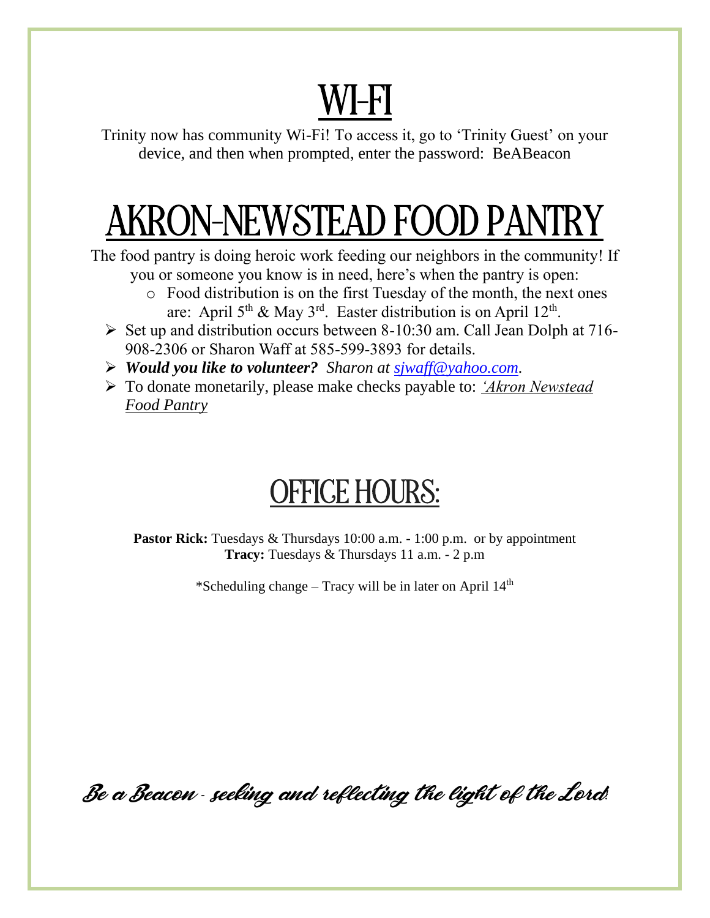# WI-FI

Trinity now has community Wi-Fi! To access it, go to 'Trinity Guest' on your device, and then when prompted, enter the password: BeABeacon

# AKRON-NEWSTEAD FOOD PANTRY

The food pantry is doing heroic work feeding our neighbors in the community! If you or someone you know is in need, here's when the pantry is open:

- Food distribution is on the first Tuesday of the month, the next ones are: April 5th & May 3rd. Easter distribution is on April 12th.

- Set up and distribution occurs between 8-10:30 am. Call Jean Dolph at 716-908-2306 or Sharon Waff at 585-599-3893 for details.
- ***Would you like to volunteer?*** *Sharon at sjwaff@yahoo.com.*
- To donate monetarily, please make checks payable to: *'Akron Newstead Food Pantry*

# OFFICE HOURS:

**Pastor Rick:** Tuesdays & Thursdays 10:00 a.m. - 1:00 p.m. or by appointment
**Tracy:** Tuesdays & Thursdays 11 a.m. - 2 p.m

*Scheduling change – Tracy will be in later on April 14th

*Be a Beacon - seeking and reflecting the light of the Lord.*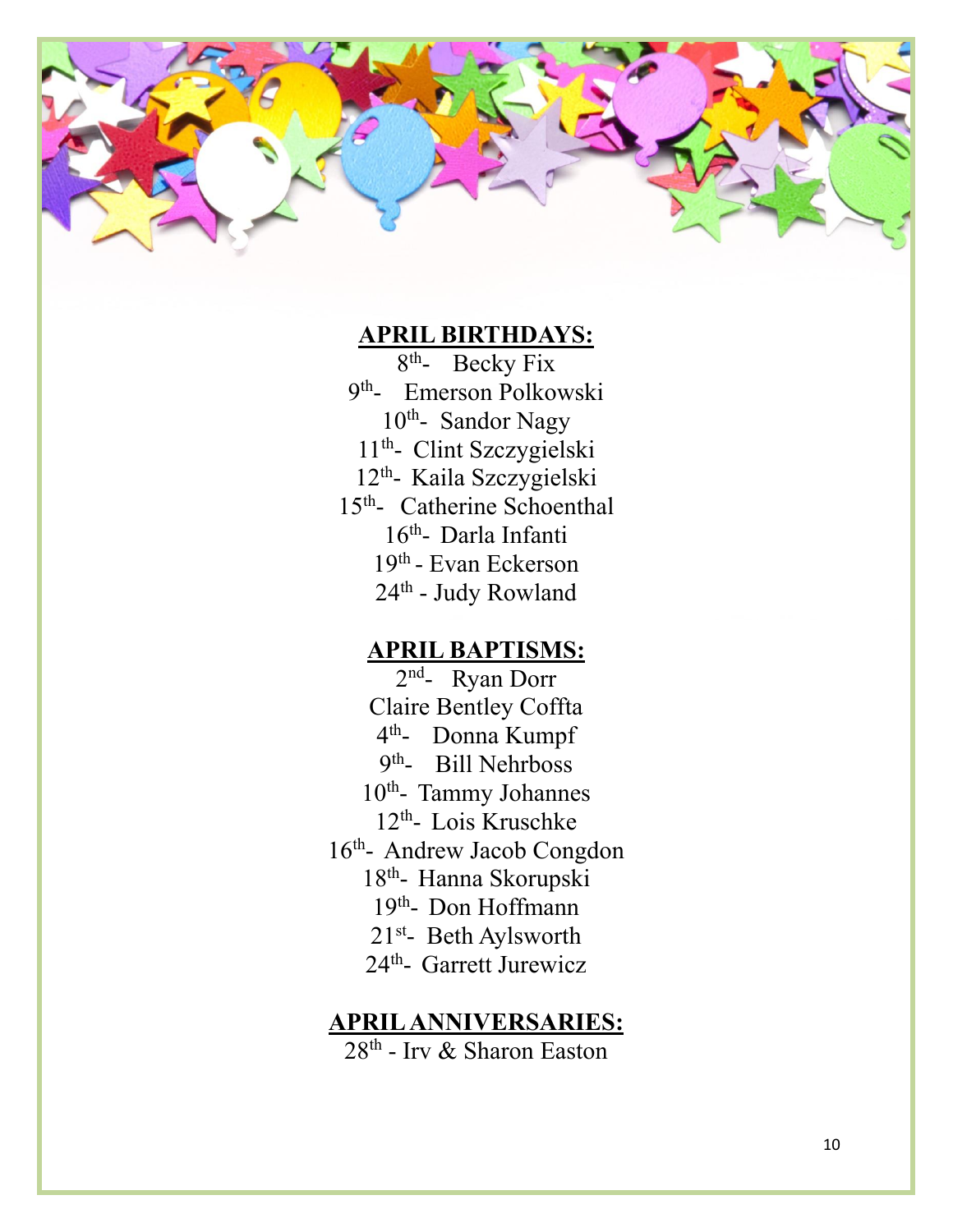## APRIL BIRTHDAYS:

8th- Becky Fix
9th- Emerson Polkowski
10th- Sandor Nagy
11th- Clint Szczygielski
12th- Kaila Szczygielski
15th- Catherine Schoenthal
16th- Darla Infanti
19th - Evan Eckerson
24th - Judy Rowland

## APRIL BAPTISMS:

2nd- Ryan Dorr
Claire Bentley Coffta
4th- Donna Kumpf
9th- Bill Nehrboss
10th- Tammy Johannes
12th- Lois Kruschke
16th- Andrew Jacob Congdon
18th- Hanna Skorupski
19th- Don Hoffmann
21st- Beth Aylsworth
24th- Garrett Jurewicz

## APRIL ANNIVERSARIES:

28th - Irv & Sharon Easton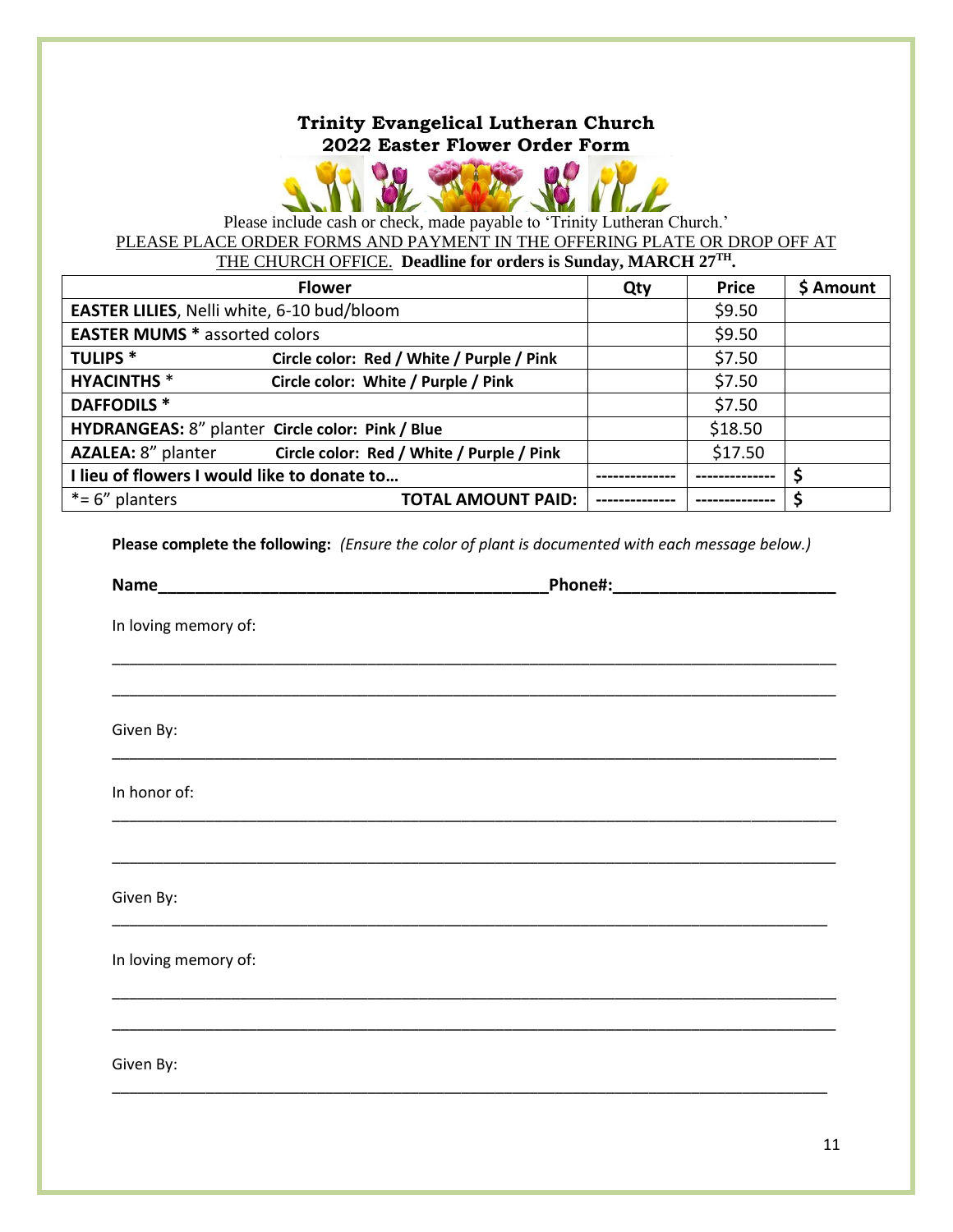# Trinity Evangelical Lutheran Church
## 2022 Easter Flower Order Form

Please include cash or check, made payable to 'Trinity Lutheran Church.'

PLEASE PLACE ORDER FORMS AND PAYMENT IN THE OFFERING PLATE OR DROP OFF AT THE CHURCH OFFICE. **Deadline for orders is Sunday, MARCH 27TH.**

| Flower | Qty | Price | $ Amount |
|---|---|---|---|
| **EASTER LILIES**, Nelli white, 6-10 bud/bloom | | $9.50 | |
| **EASTER MUMS *** assorted colors | | $9.50 | |
| **TULIPS *** **Circle color: Red / White / Purple / Pink** | | $7.50 | |
| **HYACINTHS *** **Circle color: White / Purple / Pink** | | $7.50 | |
| **DAFFODILS *** | | $7.50 | |
| **HYDRANGEAS:** 8" planter **Circle color: Pink / Blue** | | $18.50 | |
| **AZALEA:** 8" planter **Circle color: Red / White / Purple / Pink** | | $17.50 | |
| **I lieu of flowers I would like to donate to…** | -------------- | -------------- | **$** |
| *= 6" planters **TOTAL AMOUNT PAID:** | -------------- | -------------- | **$** |

**Please complete the following:** *(Ensure the color of plant is documented with each message below.)*

**Name**__________________________________________**Phone#:**________________________

In loving memory of:

_______________________________________________________________________________

_______________________________________________________________________________

Given By:

_______________________________________________________________________________

In honor of:

_______________________________________________________________________________

_______________________________________________________________________________

Given By:

_______________________________________________________________________________

In loving memory of:

_______________________________________________________________________________

_______________________________________________________________________________

Given By:

_______________________________________________________________________________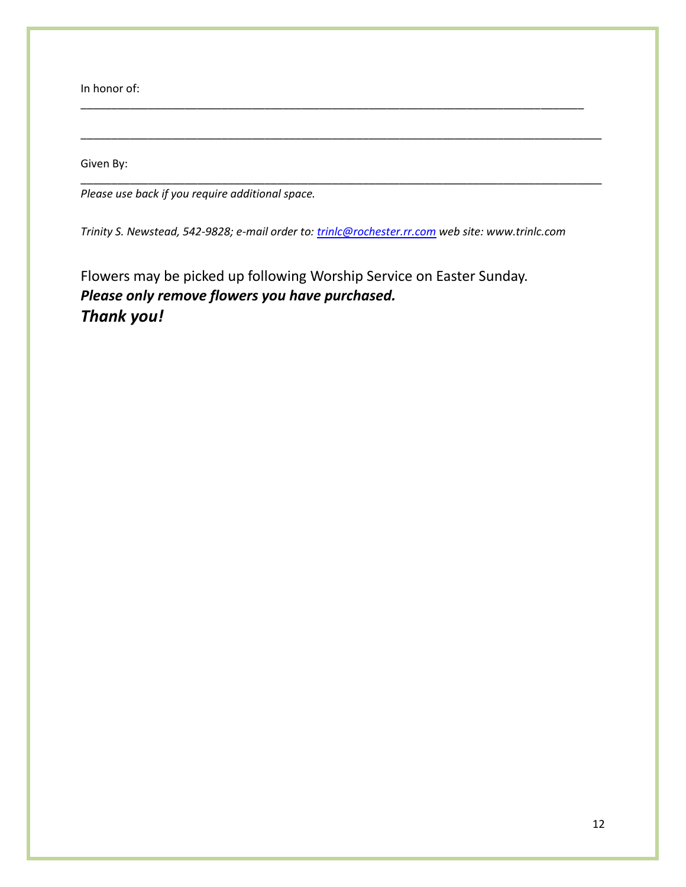In honor of:

\_\_\_\_\_\_\_\_\_\_\_\_\_\_\_\_\_\_\_\_\_\_\_\_\_\_\_\_\_\_\_\_\_\_\_\_\_\_\_\_\_\_\_\_\_\_\_\_\_\_\_\_\_\_\_\_\_\_\_\_\_\_\_\_\_\_\_\_\_\_\_\_\_\_\_\_\_\_\_\_\_\_\_\_\_

\_\_\_\_\_\_\_\_\_\_\_\_\_\_\_\_\_\_\_\_\_\_\_\_\_\_\_\_\_\_\_\_\_\_\_\_\_\_\_\_\_\_\_\_\_\_\_\_\_\_\_\_\_\_\_\_\_\_\_\_\_\_\_\_\_\_\_\_\_\_\_\_\_\_\_\_\_\_\_\_\_\_\_\_\_\_\_\_

Given By:

\_\_\_\_\_\_\_\_\_\_\_\_\_\_\_\_\_\_\_\_\_\_\_\_\_\_\_\_\_\_\_\_\_\_\_\_\_\_\_\_\_\_\_\_\_\_\_\_\_\_\_\_\_\_\_\_\_\_\_\_\_\_\_\_\_\_\_\_\_\_\_\_\_\_\_\_\_\_\_\_\_\_\_\_\_\_\_\_

*Please use back if you require additional space.*

*Trinity S. Newstead, 542-9828; e-mail order to: [trinlc@rochester.rr.com](mailto:trinlc@rochester.rr.com) web site: www.trinlc.com*

Flowers may be picked up following Worship Service on Easter Sunday.
***Please only remove flowers you have purchased.***
***Thank you!***